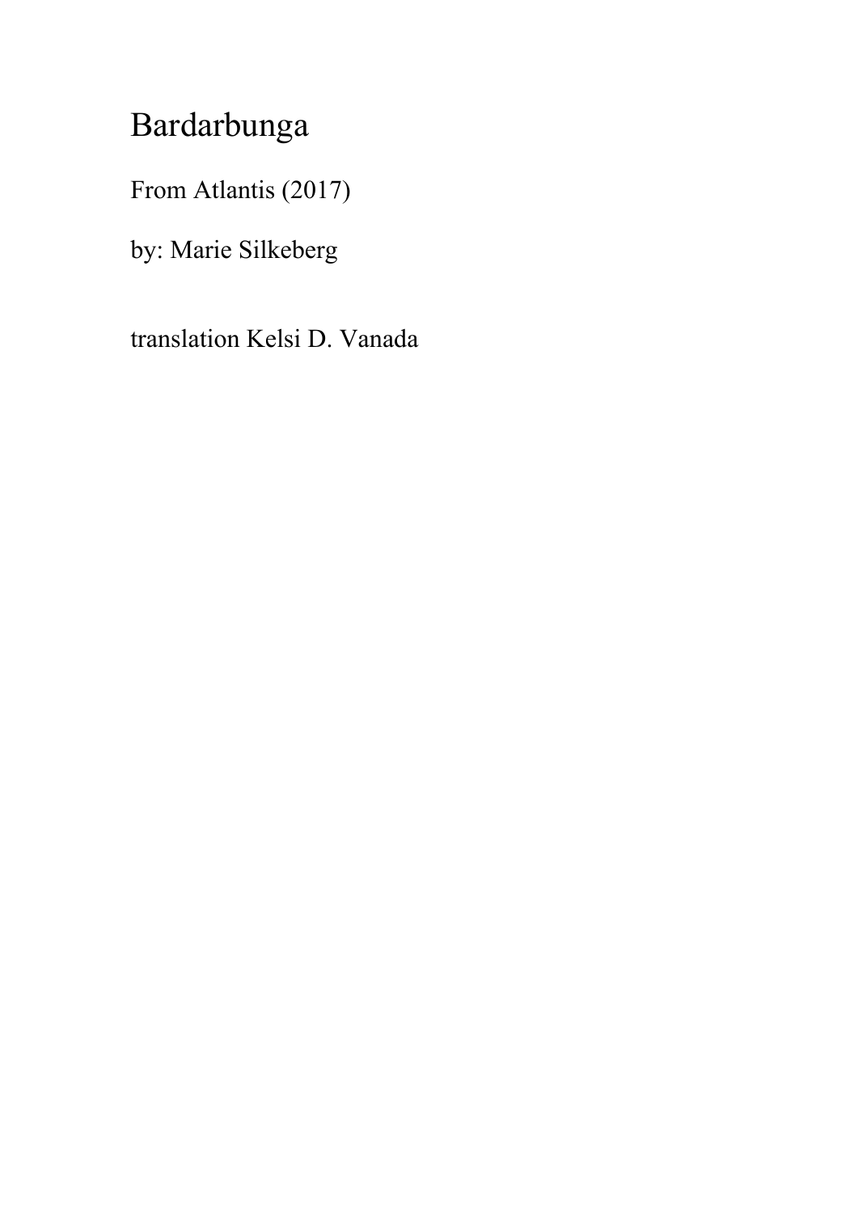# Bardarbunga

From Atlantis (2017)

by: Marie Silkeberg

translation Kelsi D. Vanada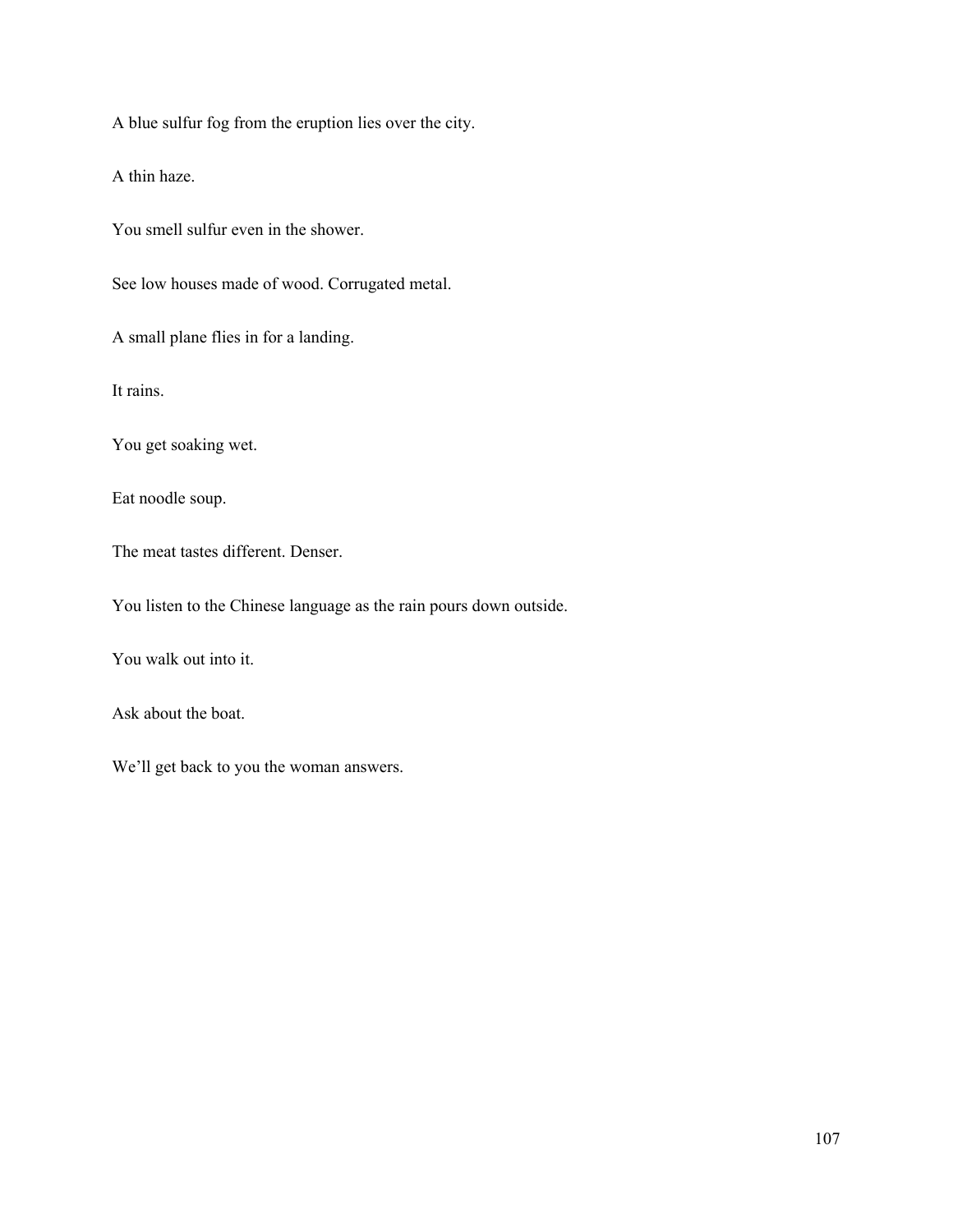A blue sulfur fog from the eruption lies over the city.

A thin haze.

You smell sulfur even in the shower.

See low houses made of wood. Corrugated metal.

A small plane flies in for a landing.

It rains.

You get soaking wet.

Eat noodle soup.

The meat tastes different. Denser.

You listen to the Chinese language as the rain pours down outside.

You walk out into it.

Ask about the boat.

We'll get back to you the woman answers.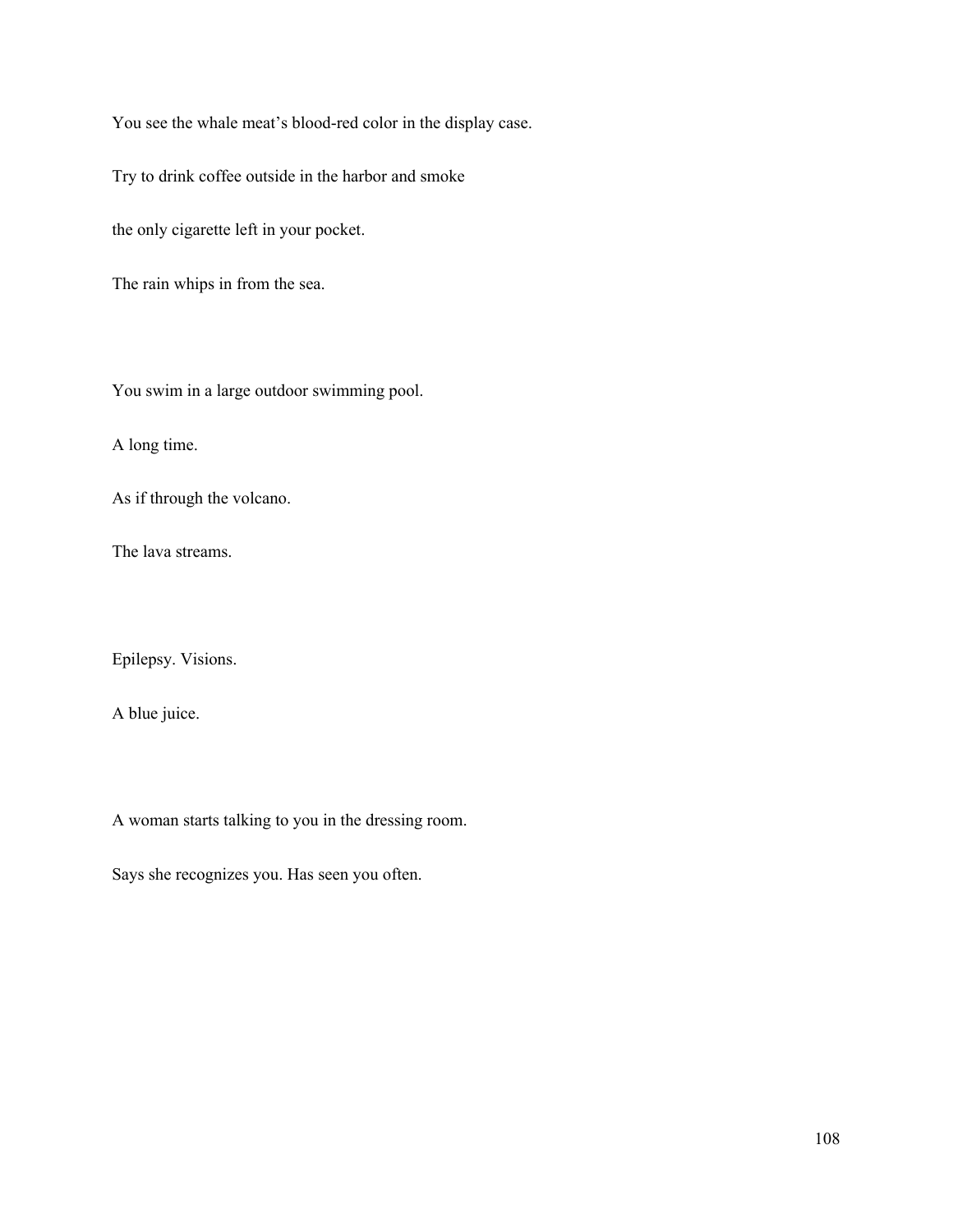You see the whale meat's blood-red color in the display case.

Try to drink coffee outside in the harbor and smoke

the only cigarette left in your pocket.

The rain whips in from the sea.

You swim in a large outdoor swimming pool.

A long time.

As if through the volcano.

The lava streams.

Epilepsy. Visions.

A blue juice.

A woman starts talking to you in the dressing room.

Says she recognizes you. Has seen you often.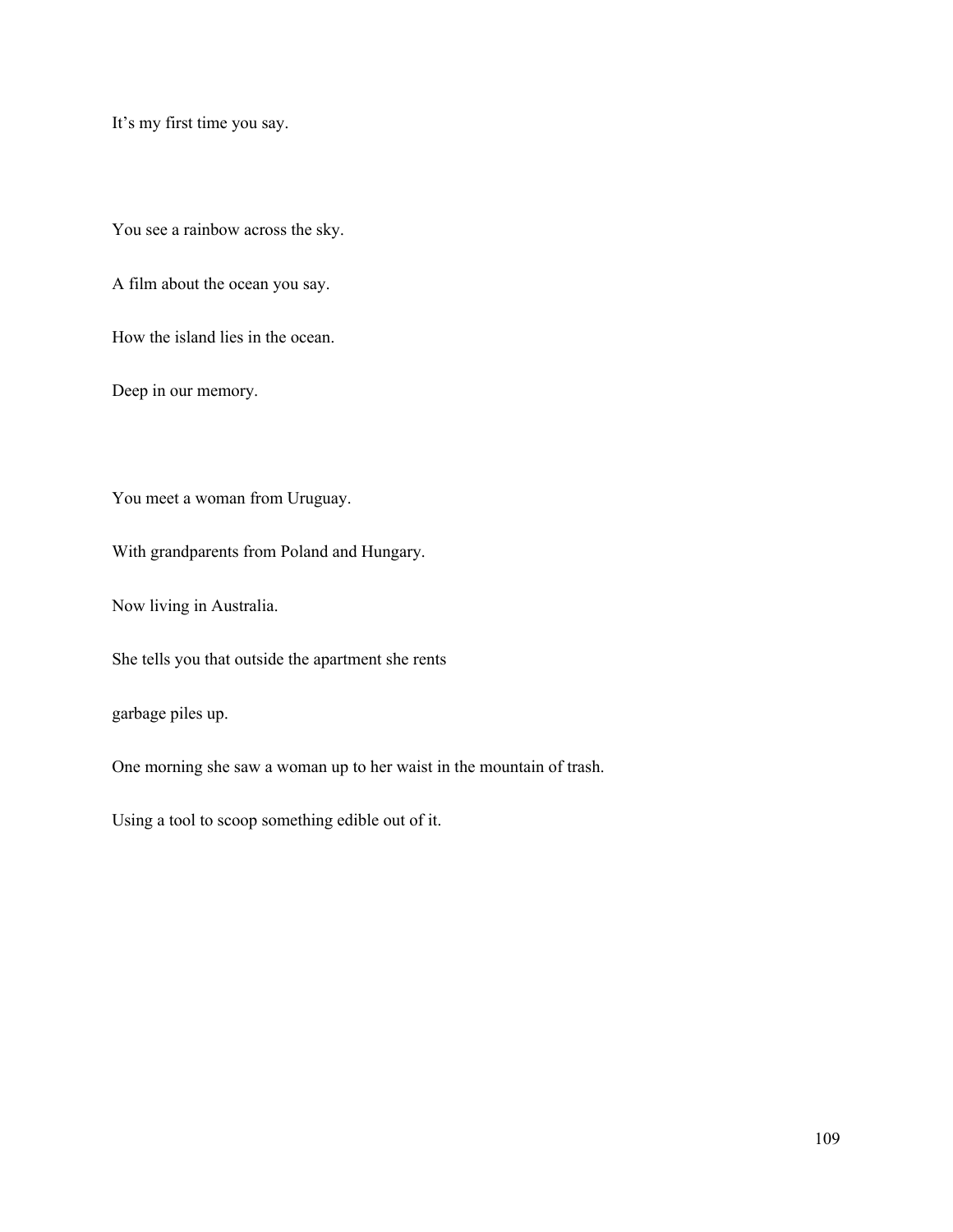It's my first time you say.

You see a rainbow across the sky.

A film about the ocean you say.

How the island lies in the ocean.

Deep in our memory.

You meet a woman from Uruguay.

With grandparents from Poland and Hungary.

Now living in Australia.

She tells you that outside the apartment she rents

garbage piles up.

One morning she saw a woman up to her waist in the mountain of trash.

Using a tool to scoop something edible out of it.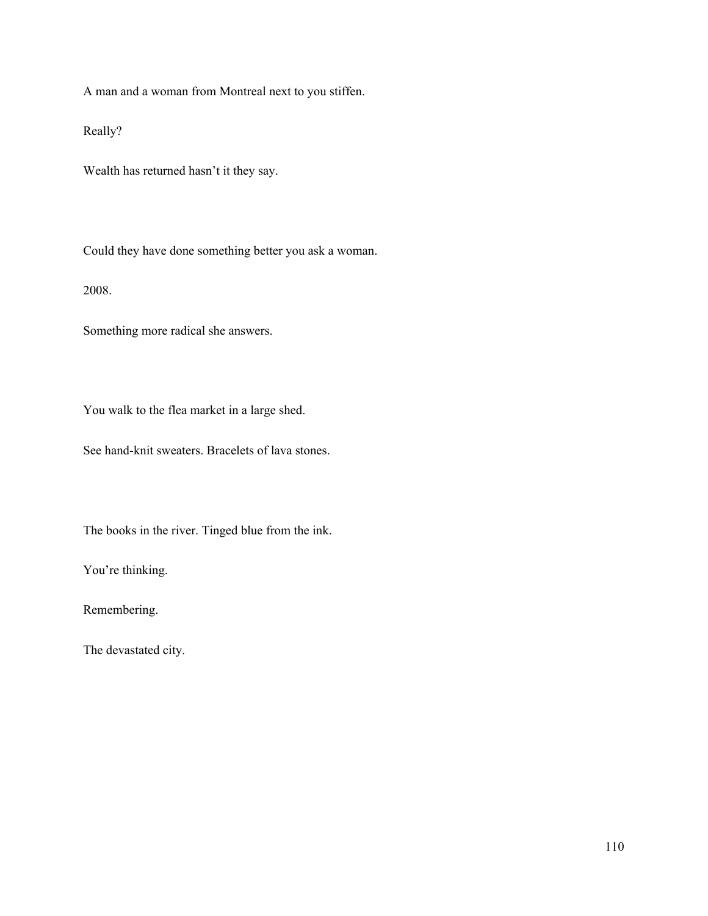A man and a woman from Montreal next to you stiffen.

Really?

Wealth has returned hasn't it they say.

Could they have done something better you ask a woman.

2008.

Something more radical she answers.

You walk to the flea market in a large shed.

See hand-knit sweaters. Bracelets of lava stones.

The books in the river. Tinged blue from the ink.

You're thinking.

Remembering.

The devastated city.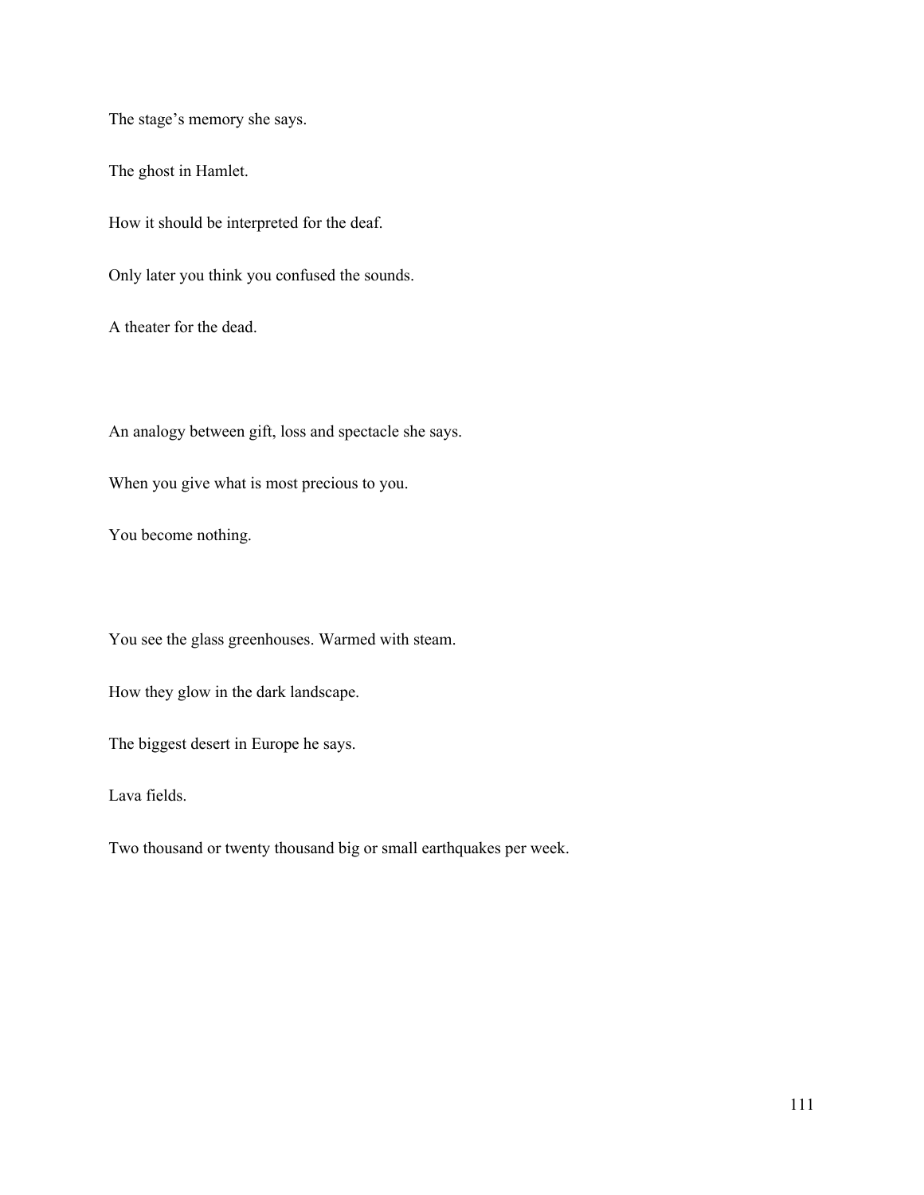The stage's memory she says.

The ghost in Hamlet.

How it should be interpreted for the deaf.

Only later you think you confused the sounds.

A theater for the dead.

An analogy between gift, loss and spectacle she says.

When you give what is most precious to you.

You become nothing.

You see the glass greenhouses. Warmed with steam.

How they glow in the dark landscape.

The biggest desert in Europe he says.

Lava fields.

Two thousand or twenty thousand big or small earthquakes per week.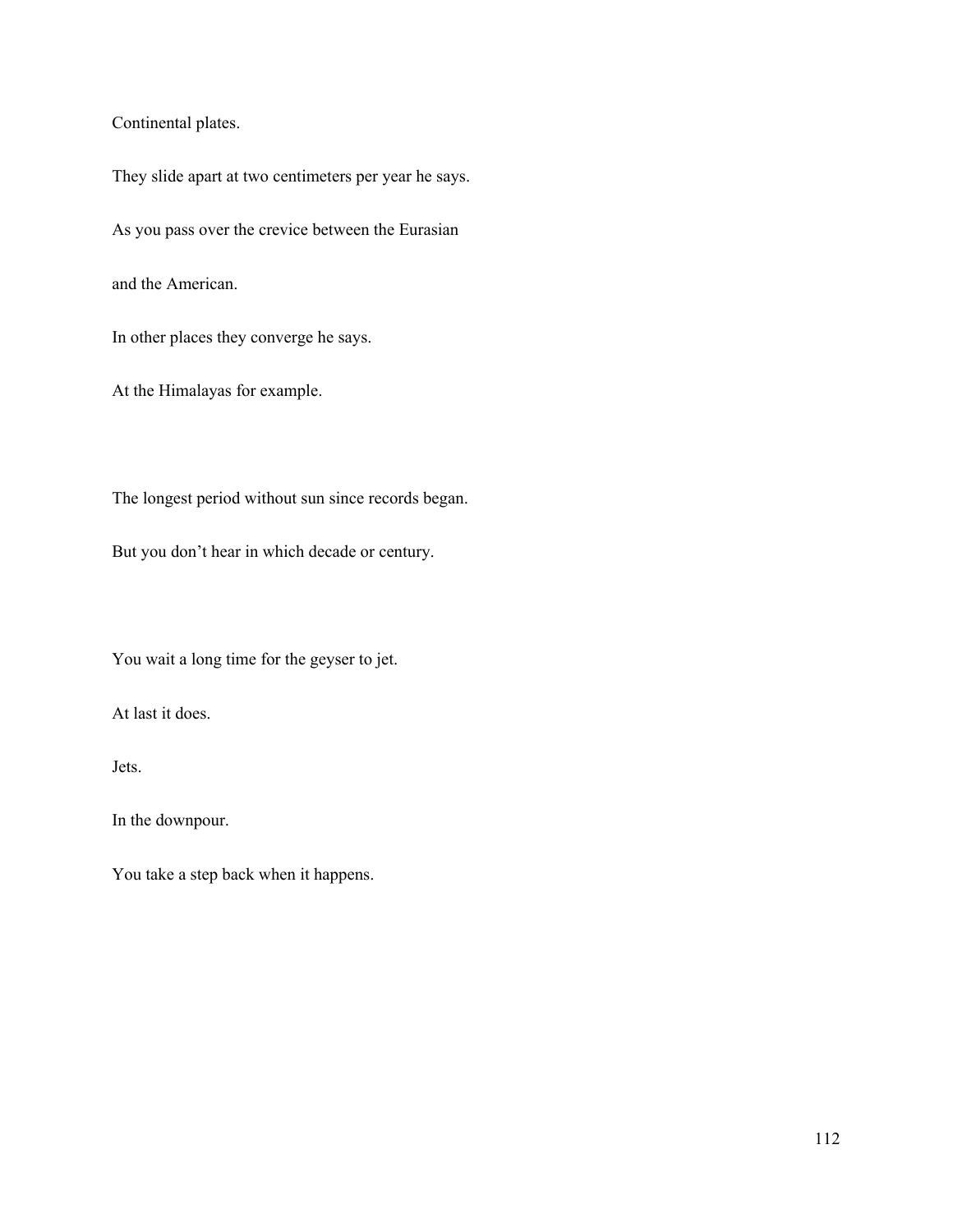Continental plates.

They slide apart at two centimeters per year he says.

As you pass over the crevice between the Eurasian

and the American.

In other places they converge he says.

At the Himalayas for example.

The longest period without sun since records began.

But you don't hear in which decade or century.

You wait a long time for the geyser to jet.

At last it does.

Jets.

In the downpour.

You take a step back when it happens.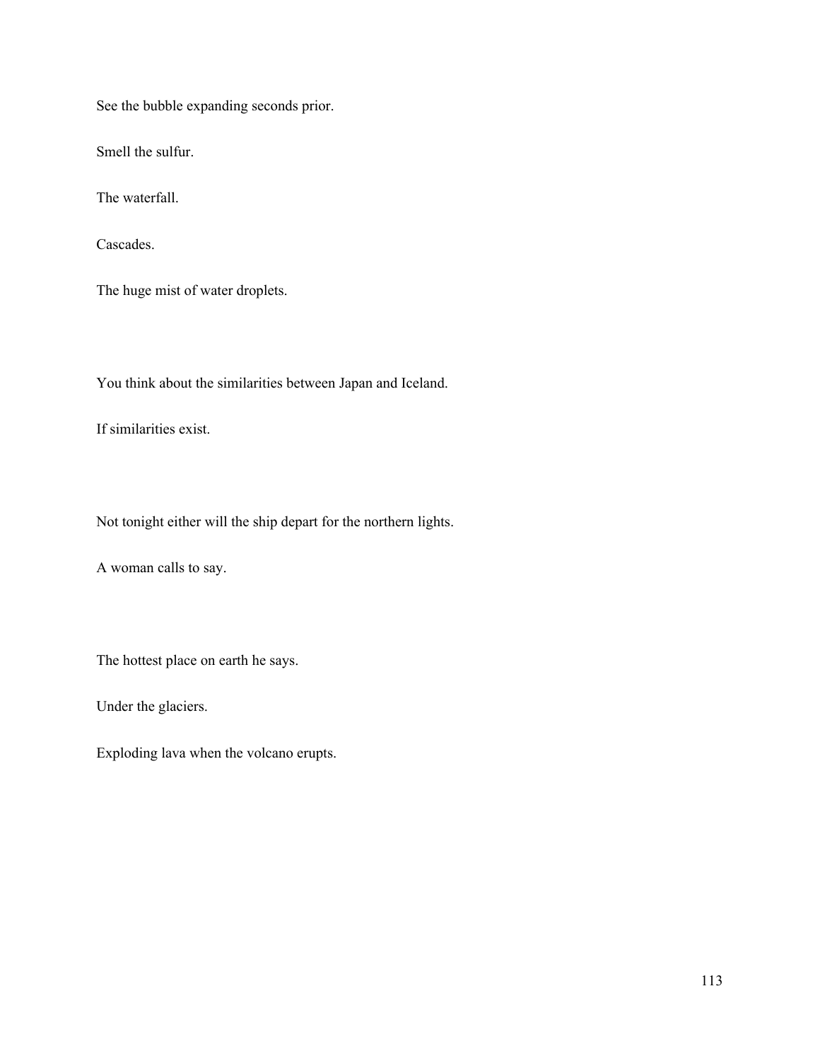See the bubble expanding seconds prior.

Smell the sulfur.

The waterfall.

Cascades.

The huge mist of water droplets.

You think about the similarities between Japan and Iceland.

If similarities exist.

Not tonight either will the ship depart for the northern lights.

A woman calls to say.

The hottest place on earth he says.

Under the glaciers.

Exploding lava when the volcano erupts.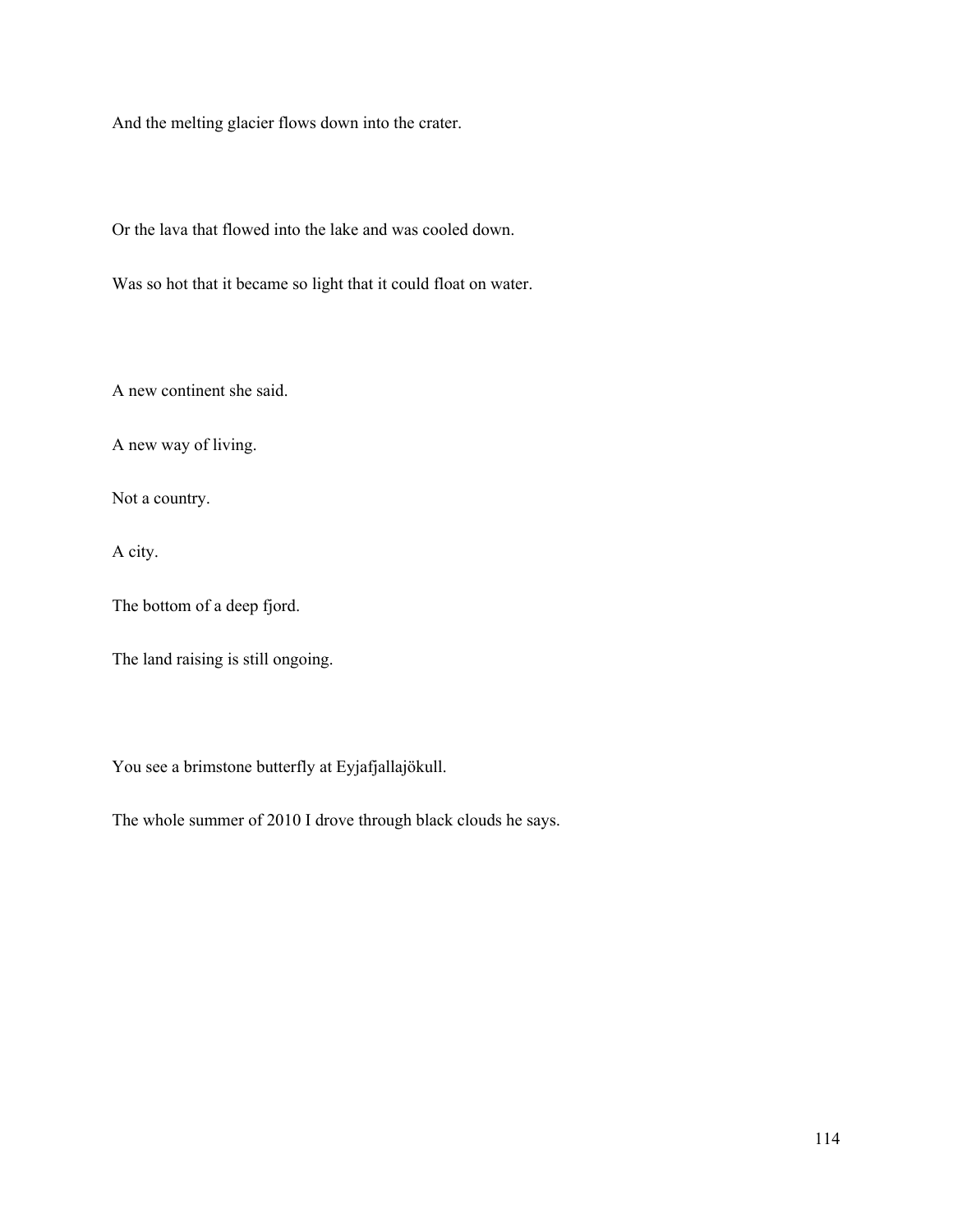And the melting glacier flows down into the crater.

Or the lava that flowed into the lake and was cooled down.

Was so hot that it became so light that it could float on water.

A new continent she said.

A new way of living.

Not a country.

A city.

The bottom of a deep fjord.

The land raising is still ongoing.

You see a brimstone butterfly at Eyjafjallajökull.

The whole summer of 2010 I drove through black clouds he says.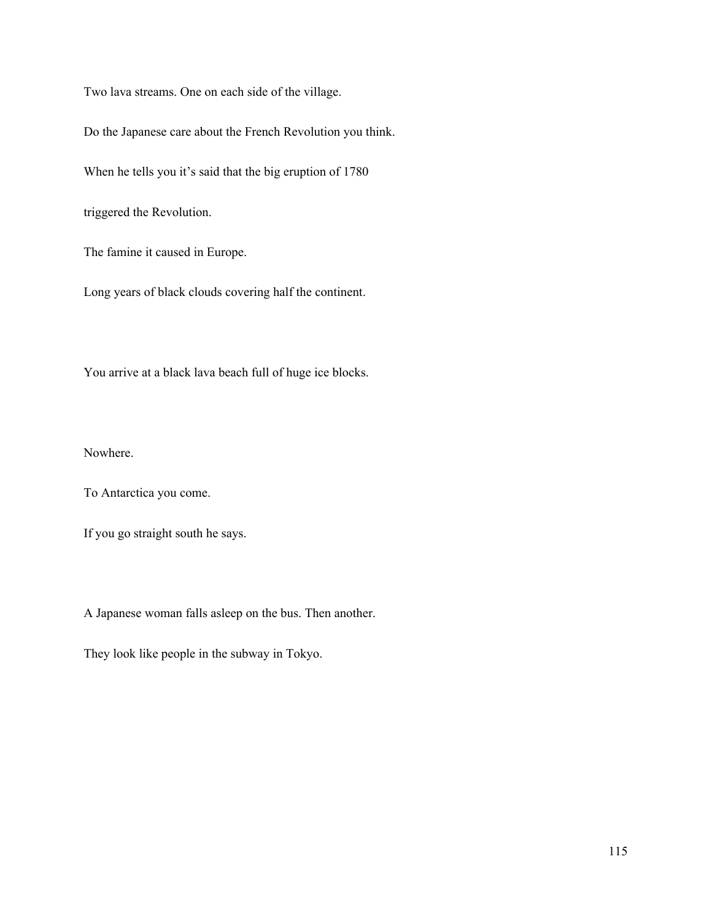Two lava streams. One on each side of the village.

Do the Japanese care about the French Revolution you think.

When he tells you it's said that the big eruption of 1780

triggered the Revolution.

The famine it caused in Europe.

Long years of black clouds covering half the continent.

You arrive at a black lava beach full of huge ice blocks.

Nowhere.

To Antarctica you come.

If you go straight south he says.

A Japanese woman falls asleep on the bus. Then another.

They look like people in the subway in Tokyo.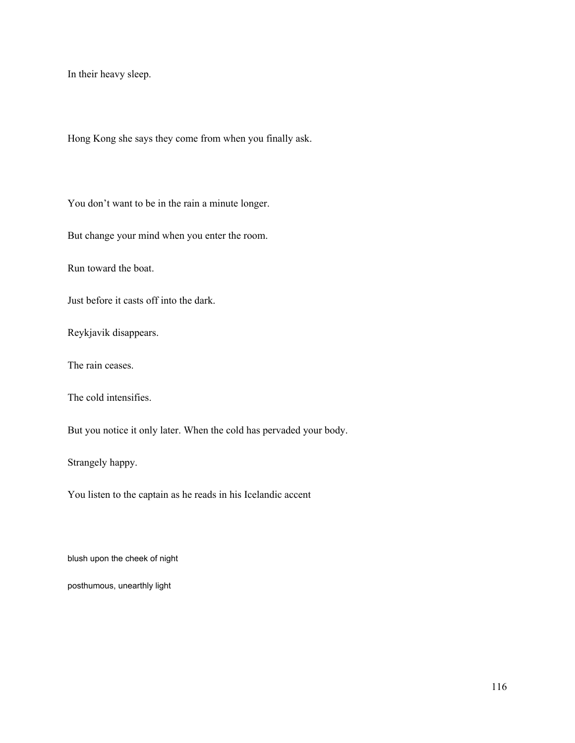In their heavy sleep.

Hong Kong she says they come from when you finally ask.

You don't want to be in the rain a minute longer.

But change your mind when you enter the room.

Run toward the boat.

Just before it casts off into the dark.

Reykjavik disappears.

The rain ceases.

The cold intensifies.

But you notice it only later. When the cold has pervaded your body.

Strangely happy.

You listen to the captain as he reads in his Icelandic accent

blush upon the cheek of night

posthumous, unearthly light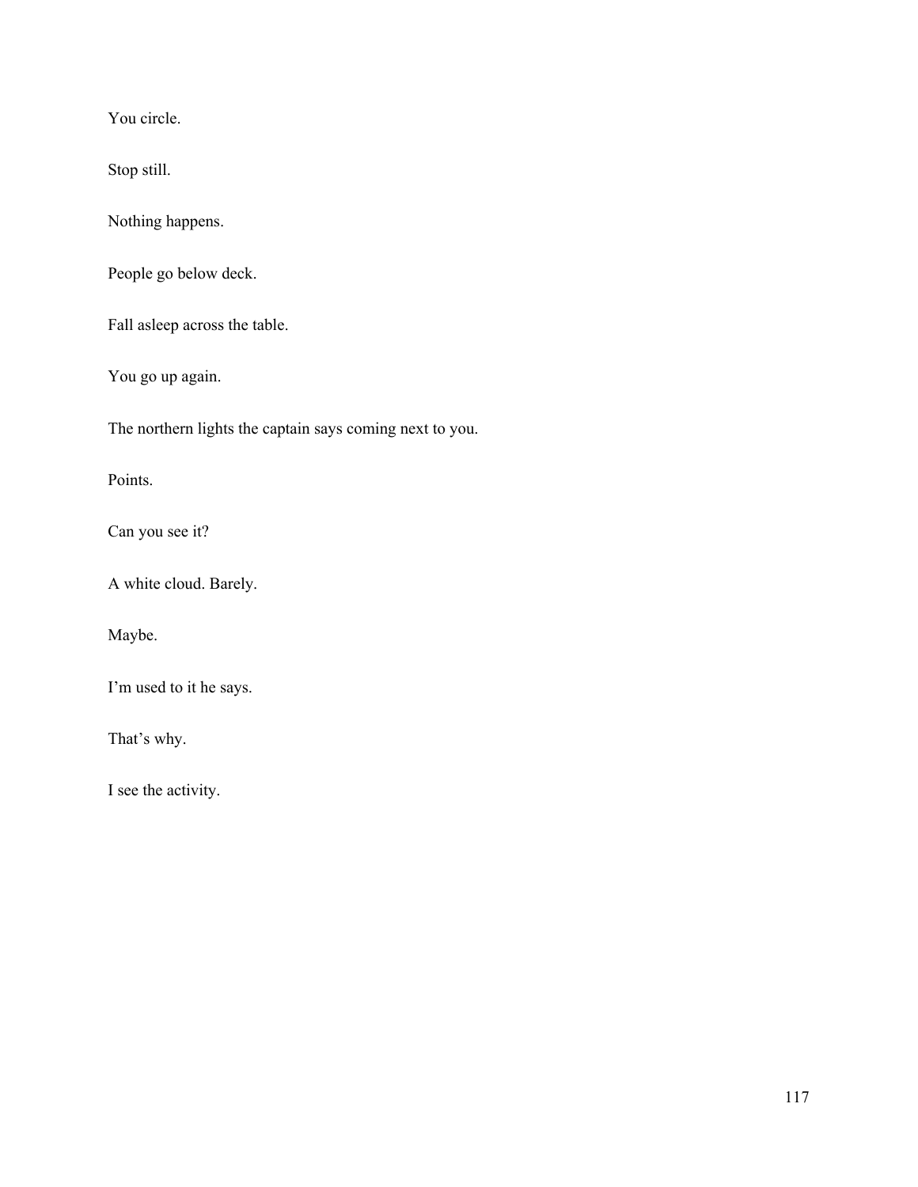You circle.

Stop still.

Nothing happens.

People go below deck.

Fall asleep across the table.

You go up again.

The northern lights the captain says coming next to you.

Points.

Can you see it?

A white cloud. Barely.

Maybe.

I'm used to it he says.

That's why.

I see the activity.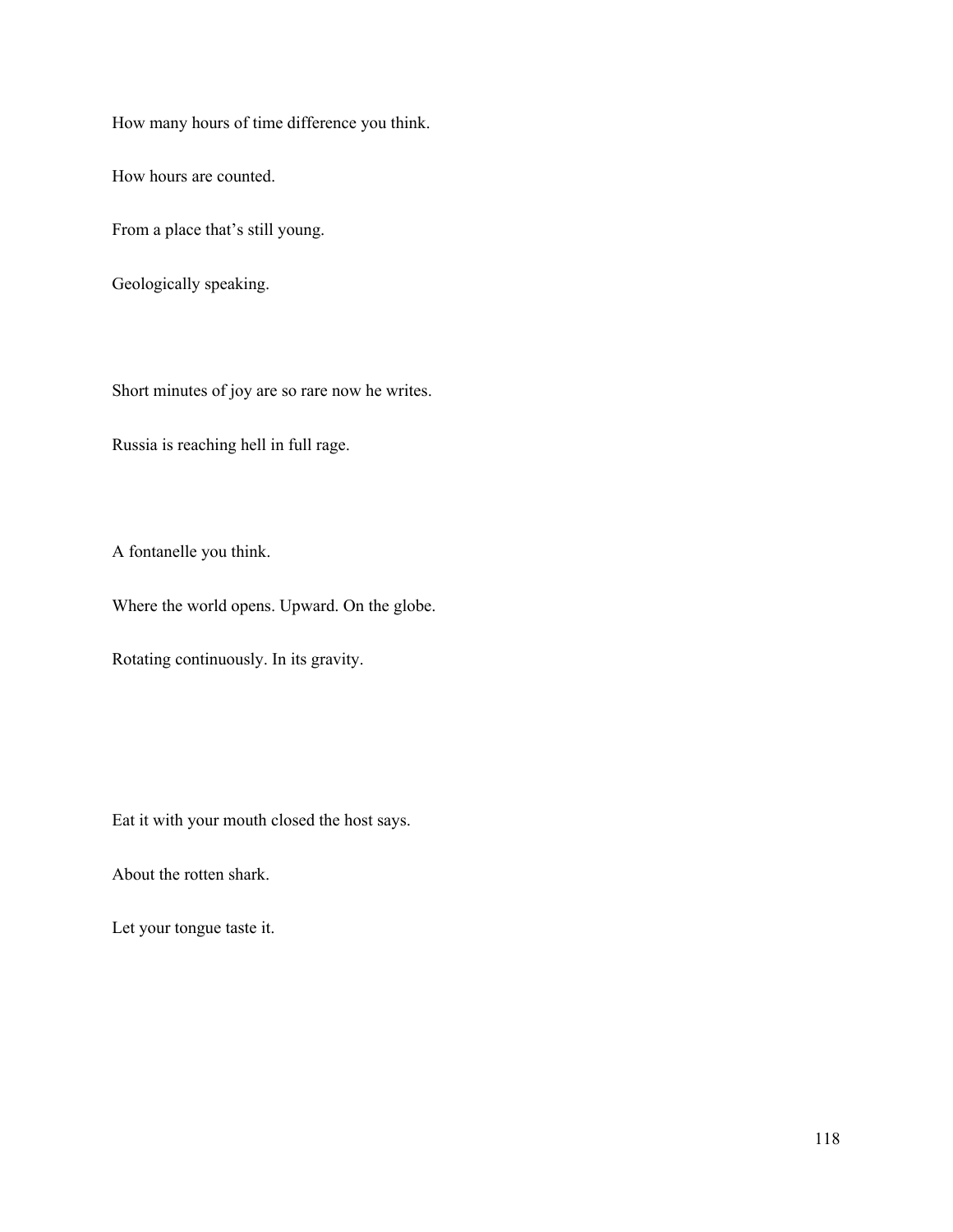How many hours of time difference you think.

How hours are counted.

From a place that's still young.

Geologically speaking.

Short minutes of joy are so rare now he writes.

Russia is reaching hell in full rage.

A fontanelle you think.

Where the world opens. Upward. On the globe.

Rotating continuously. In its gravity.

Eat it with your mouth closed the host says.

About the rotten shark.

Let your tongue taste it.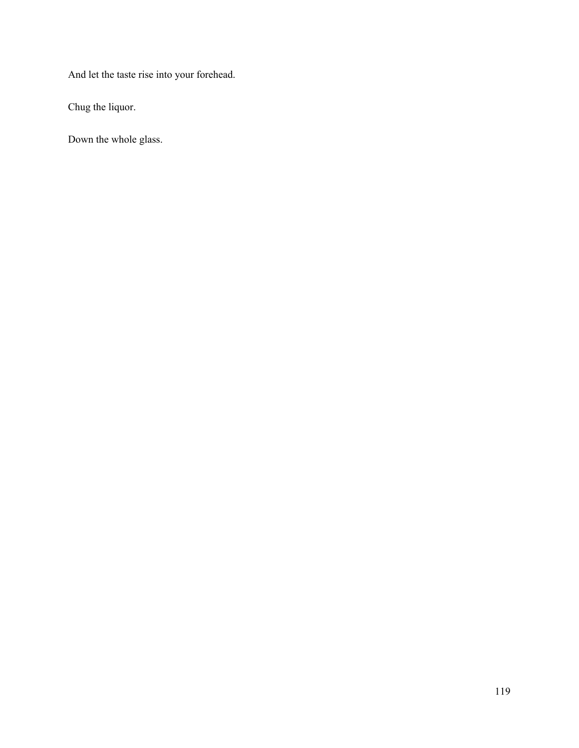And let the taste rise into your forehead.

Chug the liquor.

Down the whole glass.